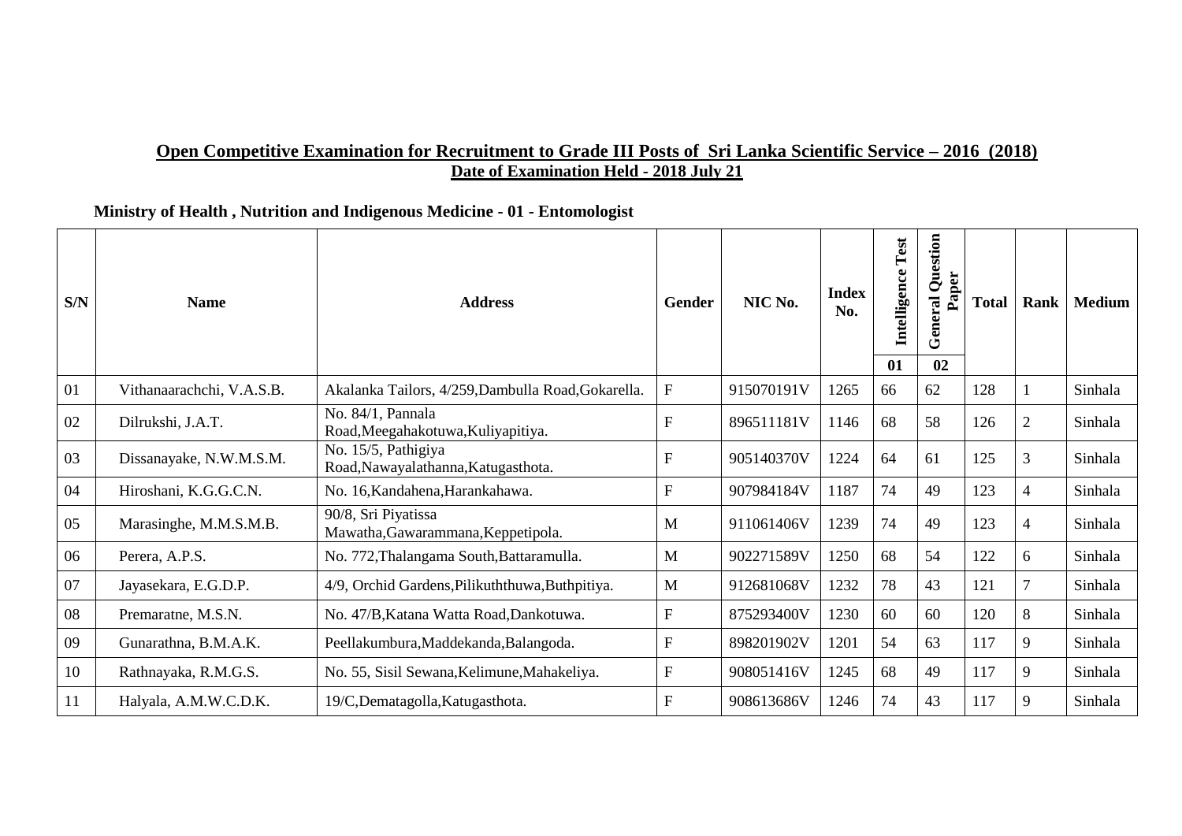**Open Competitive Examination for Recruitment to Grade III Posts of Sri Lanka Scientific Service – 2016 (2018)**
**Date of Examination Held - 2018 July 21**

**Ministry of Health , Nutrition and Indigenous Medicine - 01 - Entomologist**

| S/N | Name | Address | Gender | NIC No. | Index No. | Intelligence Test | General Question Paper | Total | Rank | Medium |
|---|---|---|---|---|---|---|---|---|---|---|
| | | | | | | 01 | 02 | | | |
| 01 | Vithanaarachchi, V.A.S.B. | Akalanka Tailors, 4/259,Dambulla Road,Gokarella. | F | 915070191V | 1265 | 66 | 62 | 128 | 1 | Sinhala |
| 02 | Dilrukshi, J.A.T. | No. 84/1, Pannala Road,Meegahakotuwa,Kuliyapitiya. | F | 896511181V | 1146 | 68 | 58 | 126 | 2 | Sinhala |
| 03 | Dissanayake, N.W.M.S.M. | No. 15/5, Pathigiya Road,Nawayalathanna,Katugasthota. | F | 905140370V | 1224 | 64 | 61 | 125 | 3 | Sinhala |
| 04 | Hiroshani, K.G.G.C.N. | No. 16,Kandahena,Harankahawa. | F | 907984184V | 1187 | 74 | 49 | 123 | 4 | Sinhala |
| 05 | Marasinghe, M.M.S.M.B. | 90/8, Sri Piyatissa Mawatha,Gawarammana,Keppetipola. | M | 911061406V | 1239 | 74 | 49 | 123 | 4 | Sinhala |
| 06 | Perera, A.P.S. | No. 772,Thalangama South,Battaramulla. | M | 902271589V | 1250 | 68 | 54 | 122 | 6 | Sinhala |
| 07 | Jayasekara, E.G.D.P. | 4/9, Orchid Gardens,Pilikuththuwa,Buthpitiya. | M | 912681068V | 1232 | 78 | 43 | 121 | 7 | Sinhala |
| 08 | Premaratne, M.S.N. | No. 47/B,Katana Watta Road,Dankotuwa. | F | 875293400V | 1230 | 60 | 60 | 120 | 8 | Sinhala |
| 09 | Gunarathna, B.M.A.K. | Peellakumbura,Maddekanda,Balangoda. | F | 898201902V | 1201 | 54 | 63 | 117 | 9 | Sinhala |
| 10 | Rathnayaka, R.M.G.S. | No. 55, Sisil Sewana,Kelimune,Mahakeliya. | F | 908051416V | 1245 | 68 | 49 | 117 | 9 | Sinhala |
| 11 | Halyala, A.M.W.C.D.K. | 19/C,Dematagolla,Katugasthota. | F | 908613686V | 1246 | 74 | 43 | 117 | 9 | Sinhala |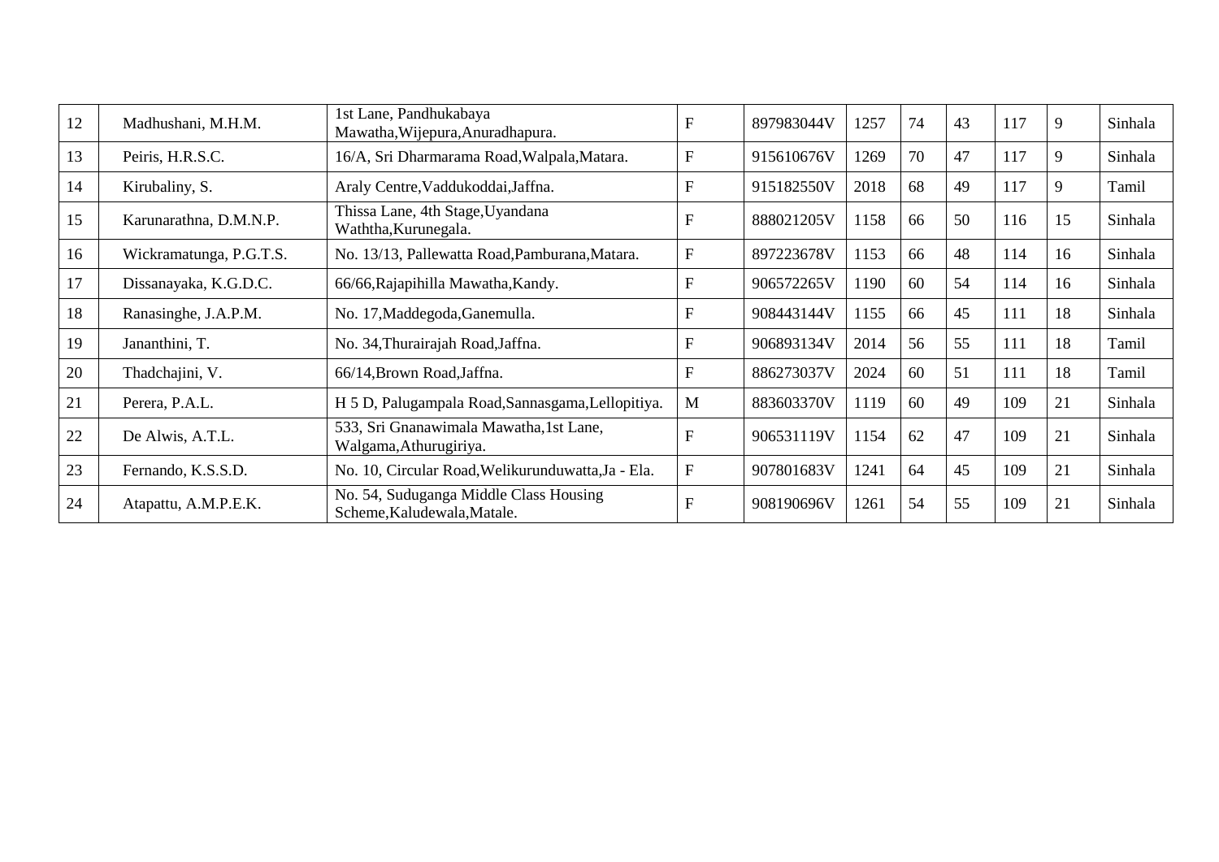|  |  |  |  |  |  |  |  |  |  |  |  |
|---|---|---|---|---|---|---|---|---|---|---|---|
| 12 | Madhushani, M.H.M. | 1st Lane, Pandhukabaya Mawatha,Wijepura,Anuradhapura. | F | 897983044V | 1257 | 74 | 43 | 117 | 9 | Sinhala |
| 13 | Peiris, H.R.S.C. | 16/A, Sri Dharmarama Road,Walpala,Matara. | F | 915610676V | 1269 | 70 | 47 | 117 | 9 | Sinhala |
| 14 | Kirubaliny, S. | Araly Centre,Vaddukoddai,Jaffna. | F | 915182550V | 2018 | 68 | 49 | 117 | 9 | Tamil |
| 15 | Karunarathna, D.M.N.P. | Thissa Lane, 4th Stage,Uyandana Waththa,Kurunegala. | F | 888021205V | 1158 | 66 | 50 | 116 | 15 | Sinhala |
| 16 | Wickramatunga, P.G.T.S. | No. 13/13, Pallewatta Road,Pamburana,Matara. | F | 897223678V | 1153 | 66 | 48 | 114 | 16 | Sinhala |
| 17 | Dissanayaka, K.G.D.C. | 66/66,Rajapihilla Mawatha,Kandy. | F | 906572265V | 1190 | 60 | 54 | 114 | 16 | Sinhala |
| 18 | Ranasinghe, J.A.P.M. | No. 17,Maddegoda,Ganemulla. | F | 908443144V | 1155 | 66 | 45 | 111 | 18 | Sinhala |
| 19 | Jananthini, T. | No. 34,Thurairajah Road,Jaffna. | F | 906893134V | 2014 | 56 | 55 | 111 | 18 | Tamil |
| 20 | Thadchajini, V. | 66/14,Brown Road,Jaffna. | F | 886273037V | 2024 | 60 | 51 | 111 | 18 | Tamil |
| 21 | Perera, P.A.L. | H 5 D, Palugampala Road,Sannasgama,Lellopitiya. | M | 883603370V | 1119 | 60 | 49 | 109 | 21 | Sinhala |
| 22 | De Alwis, A.T.L. | 533, Sri Gnanawimala Mawatha,1st Lane, Walgama,Athurugiriya. | F | 906531119V | 1154 | 62 | 47 | 109 | 21 | Sinhala |
| 23 | Fernando, K.S.S.D. | No. 10, Circular Road,Welikurunduwatta,Ja - Ela. | F | 907801683V | 1241 | 64 | 45 | 109 | 21 | Sinhala |
| 24 | Atapattu, A.M.P.E.K. | No. 54, Suduganga Middle Class Housing Scheme,Kaludewala,Matale. | F | 908190696V | 1261 | 54 | 55 | 109 | 21 | Sinhala |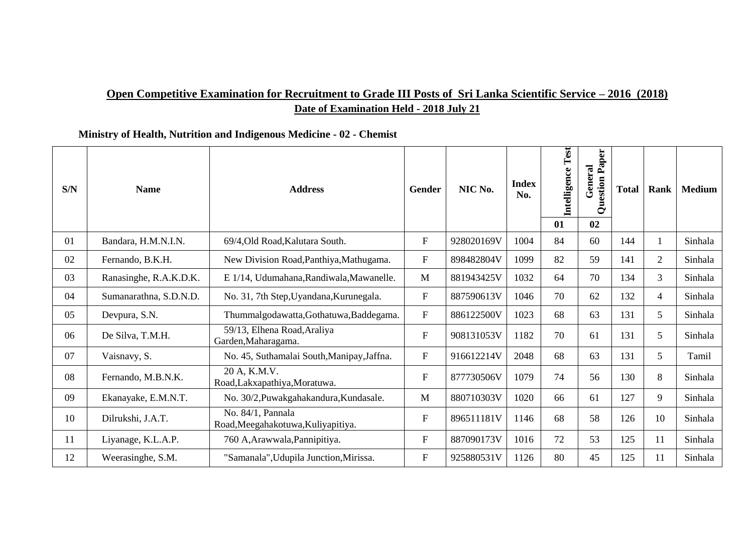**<u>Open Competitive Examination for Recruitment to Grade III Posts of Sri Lanka Scientific Service – 2016 (2018)</u>**

**<u>Date of Examination Held - 2018 July 21</u>**

**Ministry of Health, Nutrition and Indigenous Medicine - 02 - Chemist**

| S/N | Name | Address | Gender | NIC No. | Index No. | Intelligence Test | General Question Paper | Total | Rank | Medium |
|---|---|---|---|---|---|---|---|---|---|---|
| | | | | | | 01 | 02 | | | |
| 01 | Bandara, H.M.N.I.N. | 69/4,Old Road,Kalutara South. | F | 928020169V | 1004 | 84 | 60 | 144 | 1 | Sinhala |
| 02 | Fernando, B.K.H. | New Division Road,Panthiya,Mathugama. | F | 898482804V | 1099 | 82 | 59 | 141 | 2 | Sinhala |
| 03 | Ranasinghe, R.A.K.D.K. | E 1/14, Udumahana,Randiwala,Mawanelle. | M | 881943425V | 1032 | 64 | 70 | 134 | 3 | Sinhala |
| 04 | Sumanarathna, S.D.N.D. | No. 31, 7th Step,Uyandana,Kurunegala. | F | 887590613V | 1046 | 70 | 62 | 132 | 4 | Sinhala |
| 05 | Devpura, S.N. | Thummalgodawatta,Gothatuwa,Baddegama. | F | 886122500V | 1023 | 68 | 63 | 131 | 5 | Sinhala |
| 06 | De Silva, T.M.H. | 59/13, Elhena Road,Araliya Garden,Maharagama. | F | 908131053V | 1182 | 70 | 61 | 131 | 5 | Sinhala |
| 07 | Vaisnavy, S. | No. 45, Suthamalai South,Manipay,Jaffna. | F | 916612214V | 2048 | 68 | 63 | 131 | 5 | Tamil |
| 08 | Fernando, M.B.N.K. | 20 A, K.M.V. Road,Lakxapathiya,Moratuwa. | F | 877730506V | 1079 | 74 | 56 | 130 | 8 | Sinhala |
| 09 | Ekanayake, E.M.N.T. | No. 30/2,Puwakgahakandura,Kundasale. | M | 880710303V | 1020 | 66 | 61 | 127 | 9 | Sinhala |
| 10 | Dilrukshi, J.A.T. | No. 84/1, Pannala Road,Meegahakotuwa,Kuliyapitiya. | F | 896511181V | 1146 | 68 | 58 | 126 | 10 | Sinhala |
| 11 | Liyanage, K.L.A.P. | 760 A,Arawwala,Pannipitiya. | F | 887090173V | 1016 | 72 | 53 | 125 | 11 | Sinhala |
| 12 | Weerasinghe, S.M. | "Samanala",Udupila Junction,Mirissa. | F | 925880531V | 1126 | 80 | 45 | 125 | 11 | Sinhala |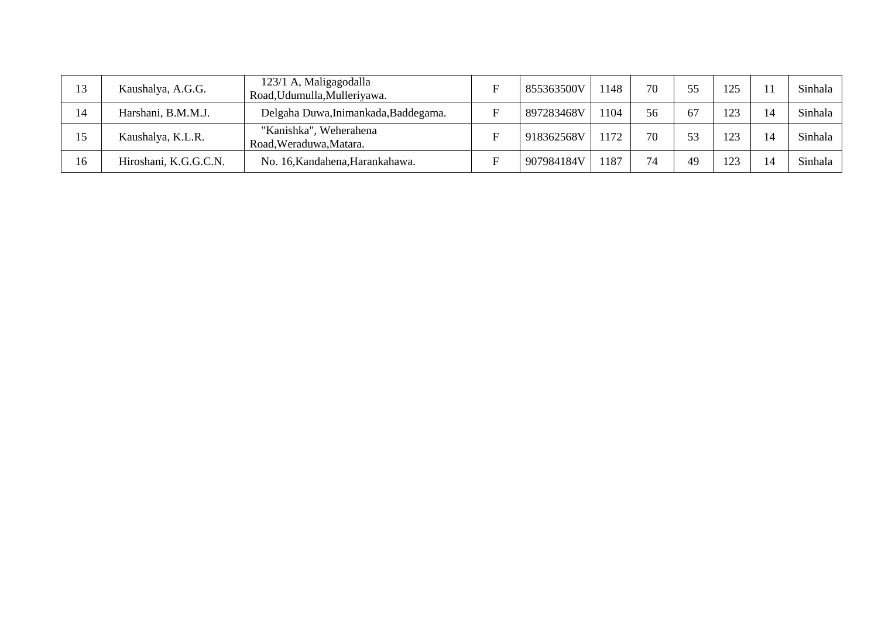| | | | | | | | | | | |
|---|---|---|---|---|---|---|---|---|---|---|
| 13 | Kaushalya, A.G.G. | 123/1 A, Maligagodalla Road,Udumulla,Mulleriyawa. | F | 855363500V | 1148 | 70 | 55 | 125 | 11 | Sinhala |
| 14 | Harshani, B.M.M.J. | Delgaha Duwa,Inimankada,Baddegama. | F | 897283468V | 1104 | 56 | 67 | 123 | 14 | Sinhala |
| 15 | Kaushalya, K.L.R. | "Kanishka", Weherahena Road,Weraduwa,Matara. | F | 918362568V | 1172 | 70 | 53 | 123 | 14 | Sinhala |
| 16 | Hiroshani, K.G.G.C.N. | No. 16,Kandahena,Harankahawa. | F | 907984184V | 1187 | 74 | 49 | 123 | 14 | Sinhala |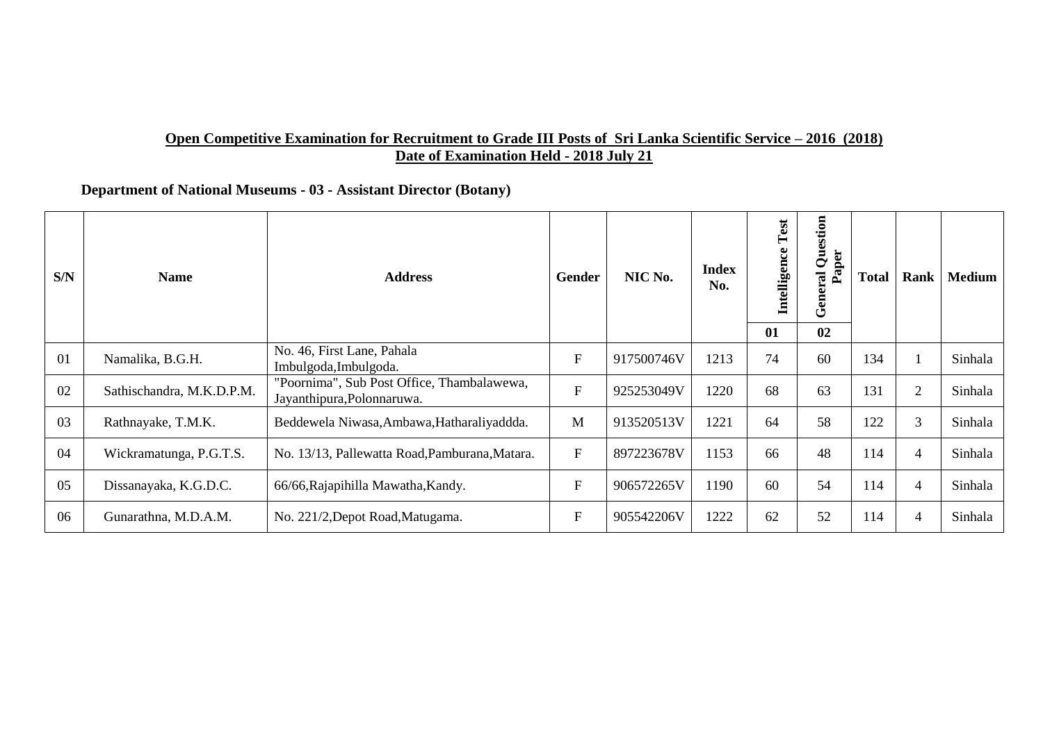**<u>Open Competitive Examination for Recruitment to Grade III Posts of Sri Lanka Scientific Service – 2016 (2018)</u>**
**<u>Date of Examination Held - 2018 July 21</u>**

**Department of National Museums - 03 - Assistant Director (Botany)**

| S/N | Name | Address | Gender | NIC No. | Index No. | Intelligence Test | General Question Paper | Total | Rank | Medium |
|---|---|---|---|---|---|---|---|---|---|---|
| | | | | | | 01 | 02 | | | |
| 01 | Namalika, B.G.H. | No. 46, First Lane, Pahala Imbulgoda,Imbulgoda. | F | 917500746V | 1213 | 74 | 60 | 134 | 1 | Sinhala |
| 02 | Sathischandra, M.K.D.P.M. | "Poornima", Sub Post Office, Thambalawewa, Jayanthipura,Polonnaruwa. | F | 925253049V | 1220 | 68 | 63 | 131 | 2 | Sinhala |
| 03 | Rathnayake, T.M.K. | Beddewela Niwasa,Ambawa,Hatharaliyaddda. | M | 913520513V | 1221 | 64 | 58 | 122 | 3 | Sinhala |
| 04 | Wickramatunga, P.G.T.S. | No. 13/13, Pallewatta Road,Pamburana,Matara. | F | 897223678V | 1153 | 66 | 48 | 114 | 4 | Sinhala |
| 05 | Dissanayaka, K.G.D.C. | 66/66,Rajapihilla Mawatha,Kandy. | F | 906572265V | 1190 | 60 | 54 | 114 | 4 | Sinhala |
| 06 | Gunarathna, M.D.A.M. | No. 221/2,Depot Road,Matugama. | F | 905542206V | 1222 | 62 | 52 | 114 | 4 | Sinhala |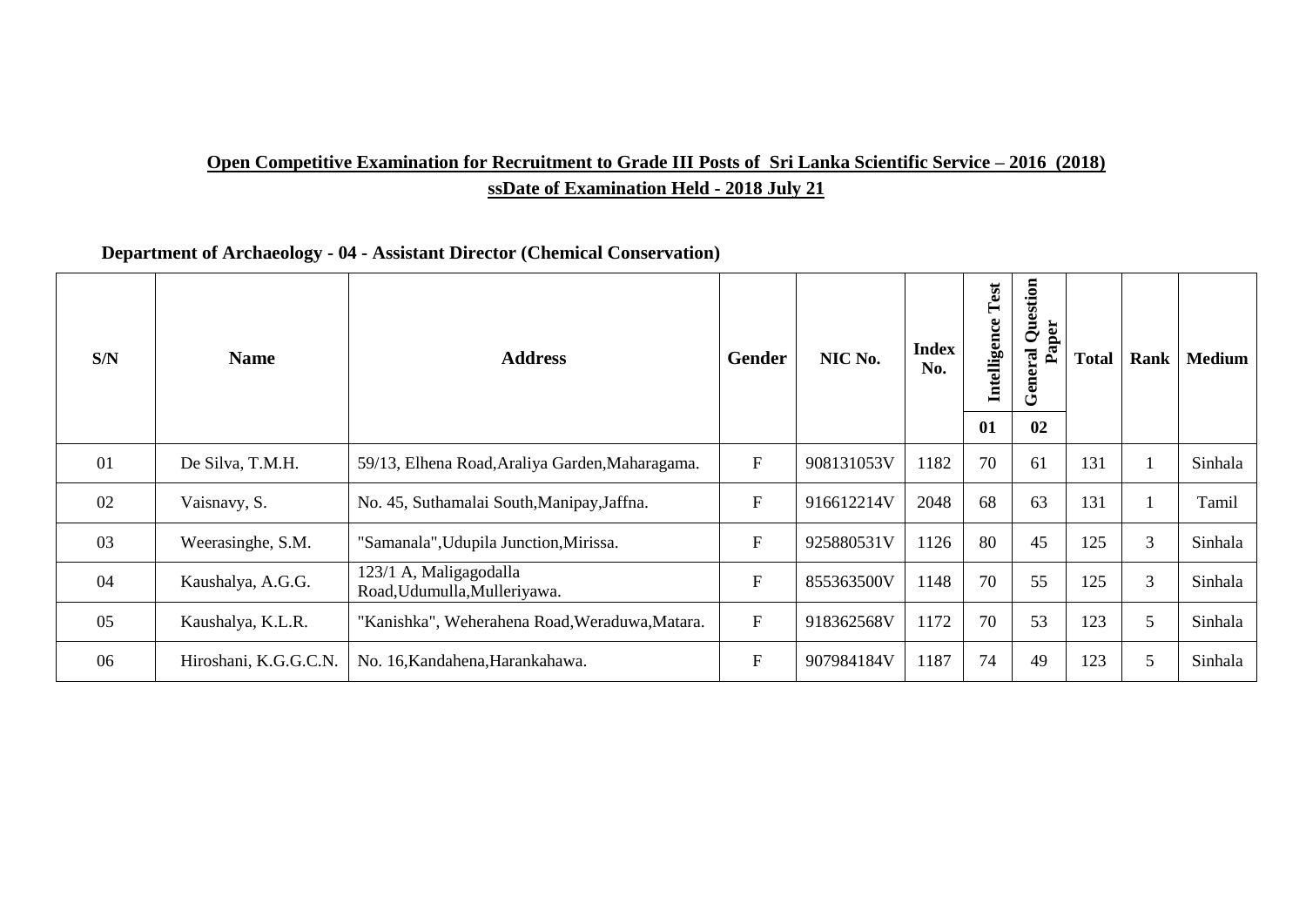**Open Competitive Examination for Recruitment to Grade III Posts of Sri Lanka Scientific Service – 2016 (2018)**

**ssDate of Examination Held - 2018 July 21**

**Department of Archaeology - 04 - Assistant Director (Chemical Conservation)**

| S/N | Name | Address | Gender | NIC No. | Index No. | Intelligence Test | General Question Paper | Total | Rank | Medium |
|---|---|---|---|---|---|---|---|---|---|---|
| | | | | | | 01 | 02 | | | |
| 01 | De Silva, T.M.H. | 59/13, Elhena Road,Araliya Garden,Maharagama. | F | 908131053V | 1182 | 70 | 61 | 131 | 1 | Sinhala |
| 02 | Vaisnavy, S. | No. 45, Suthamalai South,Manipay,Jaffna. | F | 916612214V | 2048 | 68 | 63 | 131 | 1 | Tamil |
| 03 | Weerasinghe, S.M. | "Samanala",Udupila Junction,Mirissa. | F | 925880531V | 1126 | 80 | 45 | 125 | 3 | Sinhala |
| 04 | Kaushalya, A.G.G. | 123/1 A, Maligagodalla Road,Udumulla,Mulleriyawa. | F | 855363500V | 1148 | 70 | 55 | 125 | 3 | Sinhala |
| 05 | Kaushalya, K.L.R. | "Kanishka", Weherahena Road,Weraduwa,Matara. | F | 918362568V | 1172 | 70 | 53 | 123 | 5 | Sinhala |
| 06 | Hiroshani, K.G.G.C.N. | No. 16,Kandahena,Harankahawa. | F | 907984184V | 1187 | 74 | 49 | 123 | 5 | Sinhala |